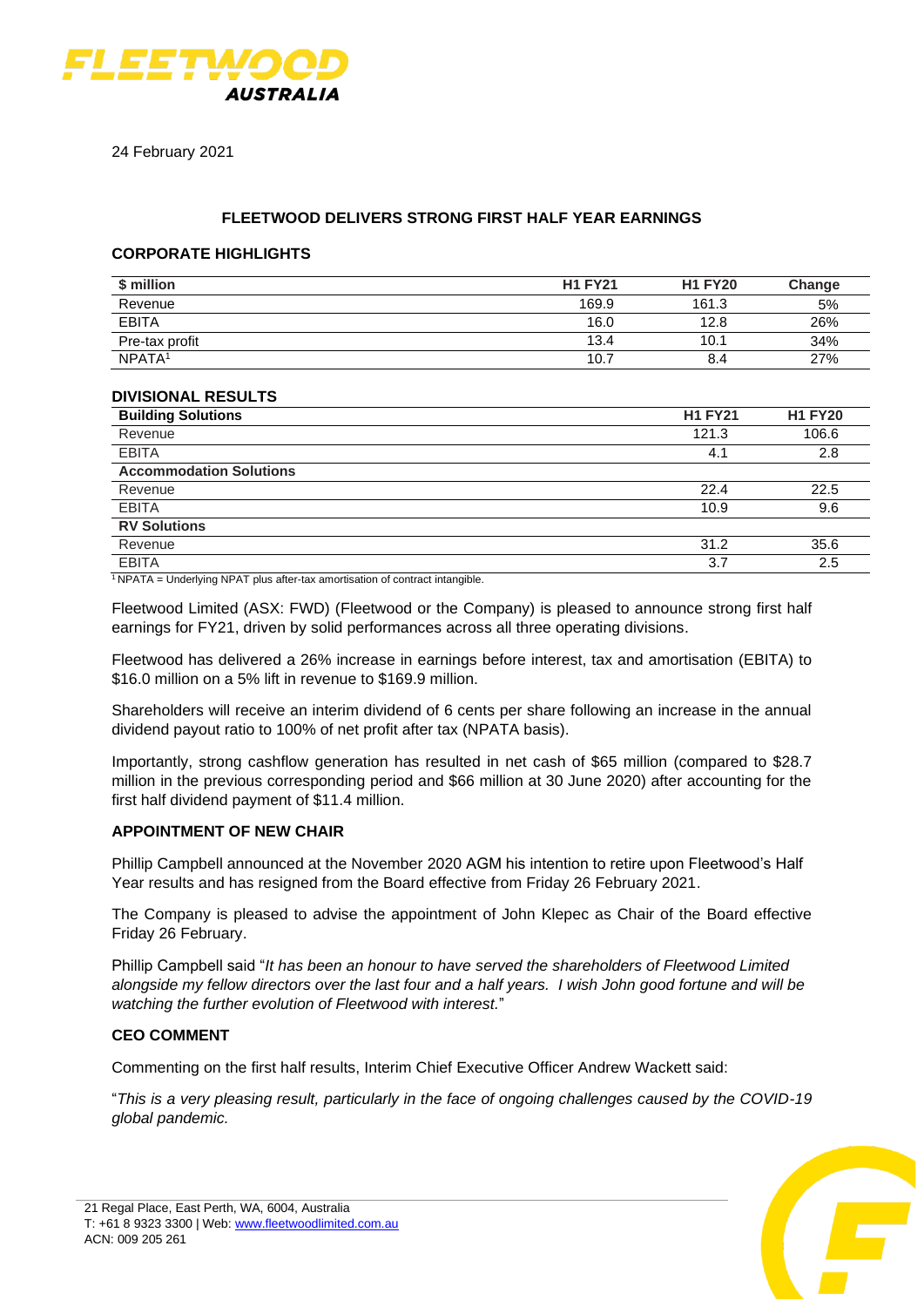24 February 2021

## FLEETWOOD DELIVERS STRONG FIRST HALF YEAR EARNINGS

### CORPORATE HIGHLIGHTS

| $ million | H1 FY21 | H1 FY20 | Change |
|---|---|---|---|
| Revenue | 169.9 | 161.3 | 5% |
| EBITA | 16.0 | 12.8 | 26% |
| Pre-tax profit | 13.4 | 10.1 | 34% |
| NPATA[1] | 10.7 | 8.4 | 27% |

### DIVISIONAL RESULTS

| Building Solutions | H1 FY21 | H1 FY20 |
|---|---|---|
| Revenue | 121.3 | 106.6 |
| EBITA | 4.1 | 2.8 |
| **Accommodation Solutions** | | |
| Revenue | 22.4 | 22.5 |
| EBITA | 10.9 | 9.6 |
| **RV Solutions** | | |
| Revenue | 31.2 | 35.6 |
| EBITA | 3.7 | 2.5 |

[1] NPATA = Underlying NPAT plus after-tax amortisation of contract intangible.

Fleetwood Limited (ASX: FWD) (Fleetwood or the Company) is pleased to announce strong first half earnings for FY21, driven by solid performances across all three operating divisions.

Fleetwood has delivered a 26% increase in earnings before interest, tax and amortisation (EBITA) to $16.0 million on a 5% lift in revenue to $169.9 million.

Shareholders will receive an interim dividend of 6 cents per share following an increase in the annual dividend payout ratio to 100% of net profit after tax (NPATA basis).

Importantly, strong cashflow generation has resulted in net cash of $65 million (compared to $28.7 million in the previous corresponding period and $66 million at 30 June 2020) after accounting for the first half dividend payment of $11.4 million.

### APPOINTMENT OF NEW CHAIR

Phillip Campbell announced at the November 2020 AGM his intention to retire upon Fleetwood's Half Year results and has resigned from the Board effective from Friday 26 February 2021.

The Company is pleased to advise the appointment of John Klepec as Chair of the Board effective Friday 26 February.

Phillip Campbell said "*It has been an honour to have served the shareholders of Fleetwood Limited alongside my fellow directors over the last four and a half years. I wish John good fortune and will be watching the further evolution of Fleetwood with interest.*"

### CEO COMMENT

Commenting on the first half results, Interim Chief Executive Officer Andrew Wackett said:

"*This is a very pleasing result, particularly in the face of ongoing challenges caused by the COVID-19 global pandemic.*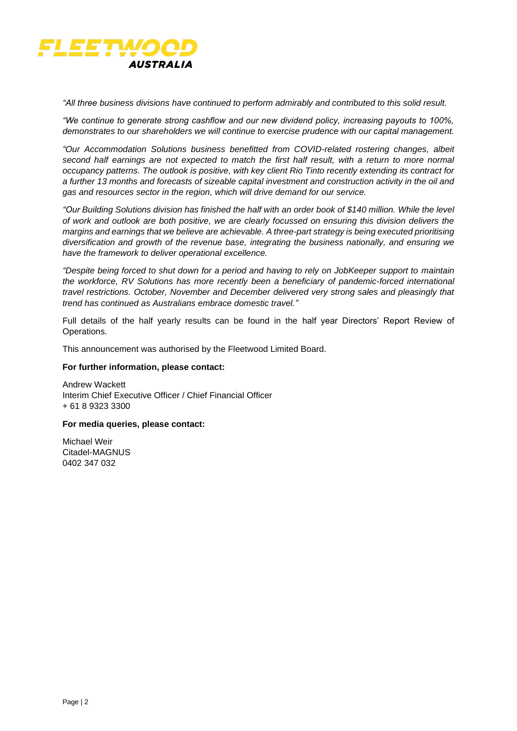*"All three business divisions have continued to perform admirably and contributed to this solid result.*

*"We continue to generate strong cashflow and our new dividend policy, increasing payouts to 100%, demonstrates to our shareholders we will continue to exercise prudence with our capital management.*

*"Our Accommodation Solutions business benefitted from COVID-related rostering changes, albeit second half earnings are not expected to match the first half result, with a return to more normal occupancy patterns. The outlook is positive, with key client Rio Tinto recently extending its contract for a further 13 months and forecasts of sizeable capital investment and construction activity in the oil and gas and resources sector in the region, which will drive demand for our service.*

*"Our Building Solutions division has finished the half with an order book of $140 million. While the level of work and outlook are both positive, we are clearly focussed on ensuring this division delivers the margins and earnings that we believe are achievable. A three-part strategy is being executed prioritising diversification and growth of the revenue base, integrating the business nationally, and ensuring we have the framework to deliver operational excellence.*

*"Despite being forced to shut down for a period and having to rely on JobKeeper support to maintain the workforce, RV Solutions has more recently been a beneficiary of pandemic-forced international travel restrictions. October, November and December delivered very strong sales and pleasingly that trend has continued as Australians embrace domestic travel."*

Full details of the half yearly results can be found in the half year Directors' Report Review of Operations.

This announcement was authorised by the Fleetwood Limited Board.

**For further information, please contact:**

Andrew Wackett
Interim Chief Executive Officer / Chief Financial Officer
+ 61 8 9323 3300

**For media queries, please contact:**

Michael Weir
Citadel-MAGNUS
0402 347 032